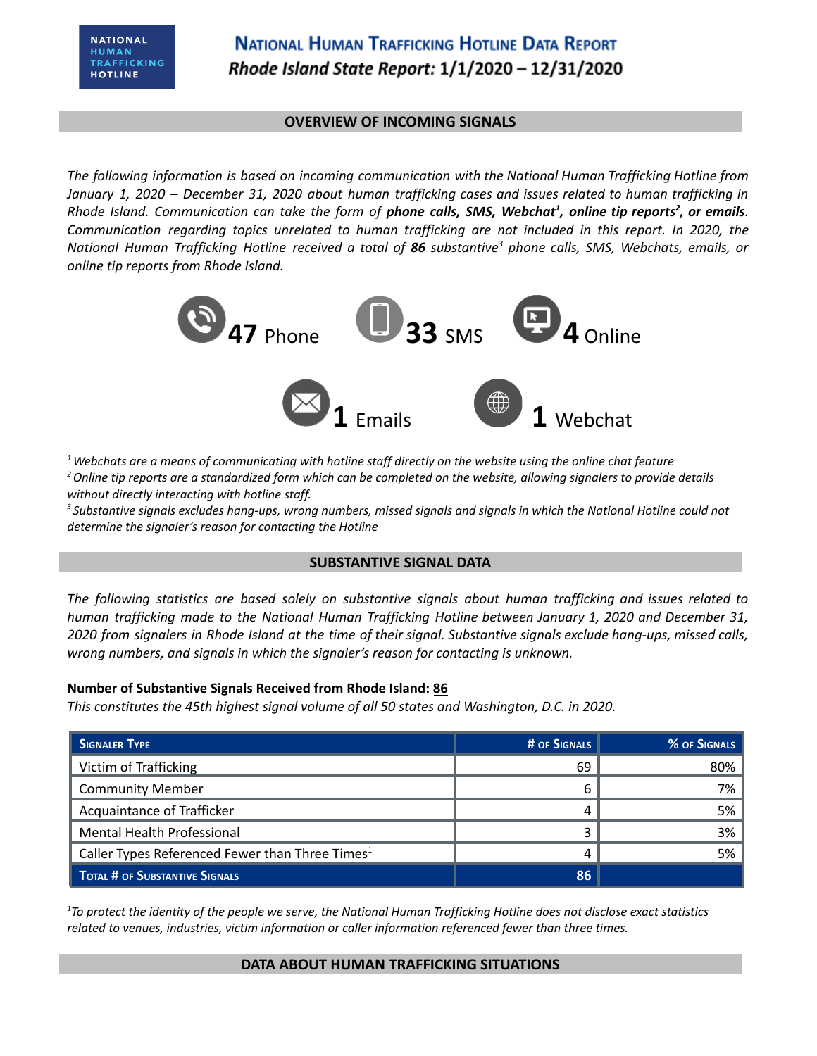NATIONAL HUMAN TRAFFICKING HOTLINE

# National Human Trafficking Hotline Data Report

## *Rhode Island State Report:* 1/1/2020 – 12/31/2020

## OVERVIEW OF INCOMING SIGNALS

*The following information is based on incoming communication with the National Human Trafficking Hotline from January 1, 2020 – December 31, 2020 about human trafficking cases and issues related to human trafficking in Rhode Island. Communication can take the form of **phone calls, SMS, Webchat**[1]**, online tip reports**[2]**, or emails**. Communication regarding topics unrelated to human trafficking are not included in this report. In 2020, the National Human Trafficking Hotline received a total of **86** substantive[3] phone calls, SMS, Webchats, emails, or online tip reports from Rhode Island.*

**47** Phone **33** SMS **4** Online

**1** Emails **1** Webchat

*[1] Webchats are a means of communicating with hotline staff directly on the website using the online chat feature*
*[2] Online tip reports are a standardized form which can be completed on the website, allowing signalers to provide details without directly interacting with hotline staff.*
*[3] Substantive signals excludes hang-ups, wrong numbers, missed signals and signals in which the National Hotline could not determine the signaler's reason for contacting the Hotline*

## SUBSTANTIVE SIGNAL DATA

*The following statistics are based solely on substantive signals about human trafficking and issues related to human trafficking made to the National Human Trafficking Hotline between January 1, 2020 and December 31, 2020 from signalers in Rhode Island at the time of their signal. Substantive signals exclude hang-ups, missed calls, wrong numbers, and signals in which the signaler's reason for contacting is unknown.*

**Number of Substantive Signals Received from Rhode Island: 86**
*This constitutes the 45th highest signal volume of all 50 states and Washington, D.C. in 2020.*

| Signaler Type | # of Signals | % of Signals |
|---|---|---|
| Victim of Trafficking | 69 | 80% |
| Community Member | 6 | 7% |
| Acquaintance of Trafficker | 4 | 5% |
| Mental Health Professional | 3 | 3% |
| Caller Types Referenced Fewer than Three Times[1] | 4 | 5% |
| **Total # of Substantive Signals** | **86** | |

*[1] To protect the identity of the people we serve, the National Human Trafficking Hotline does not disclose exact statistics related to venues, industries, victim information or caller information referenced fewer than three times.*

## DATA ABOUT HUMAN TRAFFICKING SITUATIONS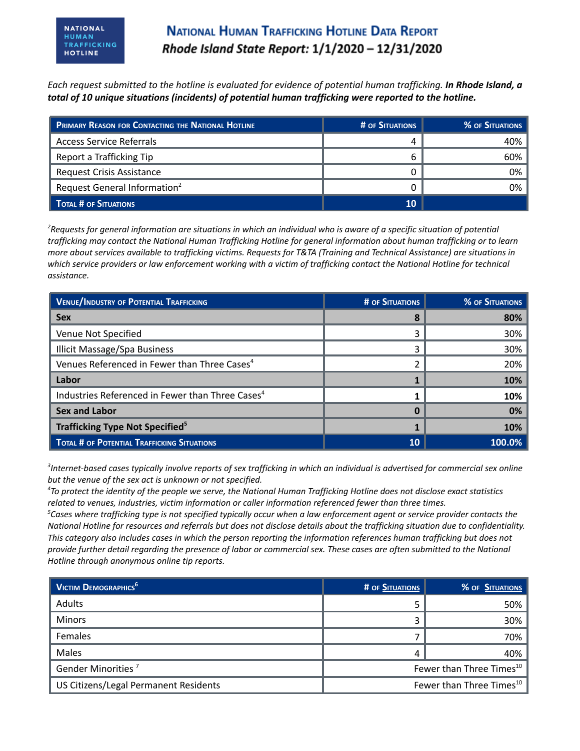# National Human Trafficking Hotline Data Report

## *Rhode Island State Report: 1/1/2020 – 12/31/2020*

*Each request submitted to the hotline is evaluated for evidence of potential human trafficking.* ***In Rhode Island, a total of 10 unique situations (incidents) of potential human trafficking were reported to the hotline.***

| Primary Reason for Contacting the National Hotline | # of Situations | % of Situations |
|---|---|---|
| Access Service Referrals | 4 | 40% |
| Report a Trafficking Tip | 6 | 60% |
| Request Crisis Assistance | 0 | 0% |
| Request General Information[2] | 0 | 0% |
| **Total # of Situations** | **10** | |

*[2]Requests for general information are situations in which an individual who is aware of a specific situation of potential trafficking may contact the National Human Trafficking Hotline for general information about human trafficking or to learn more about services available to trafficking victims. Requests for T&TA (Training and Technical Assistance) are situations in which service providers or law enforcement working with a victim of trafficking contact the National Hotline for technical assistance.*

| Venue/Industry of Potential Trafficking | # of Situations | % of Situations |
|---|---|---|
| **Sex** | **8** | **80%** |
| Venue Not Specified | 3 | 30% |
| Illicit Massage/Spa Business | 3 | 30% |
| Venues Referenced in Fewer than Three Cases[4] | 2 | 20% |
| **Labor** | **1** | **10%** |
| Industries Referenced in Fewer than Three Cases[4] | 1 | 10% |
| **Sex and Labor** | **0** | **0%** |
| **Trafficking Type Not Specified[5]** | **1** | **10%** |
| **Total # of Potential Trafficking Situations** | **10** | **100.0%** |

*[3]Internet-based cases typically involve reports of sex trafficking in which an individual is advertised for commercial sex online but the venue of the sex act is unknown or not specified.*
*[4]To protect the identity of the people we serve, the National Human Trafficking Hotline does not disclose exact statistics related to venues, industries, victim information or caller information referenced fewer than three times.*
*[5]Cases where trafficking type is not specified typically occur when a law enforcement agent or service provider contacts the National Hotline for resources and referrals but does not disclose details about the trafficking situation due to confidentiality. This category also includes cases in which the person reporting the information references human trafficking but does not provide further detail regarding the presence of labor or commercial sex. These cases are often submitted to the National Hotline through anonymous online tip reports.*

| Victim Demographics[6] | # of Situations | % of Situations |
|---|---|---|
| Adults | 5 | 50% |
| Minors | 3 | 30% |
| Females | 7 | 70% |
| Males | 4 | 40% |
| Gender Minorities[7] | Fewer than Three Times[10] | |
| US Citizens/Legal Permanent Residents | Fewer than Three Times[10] | |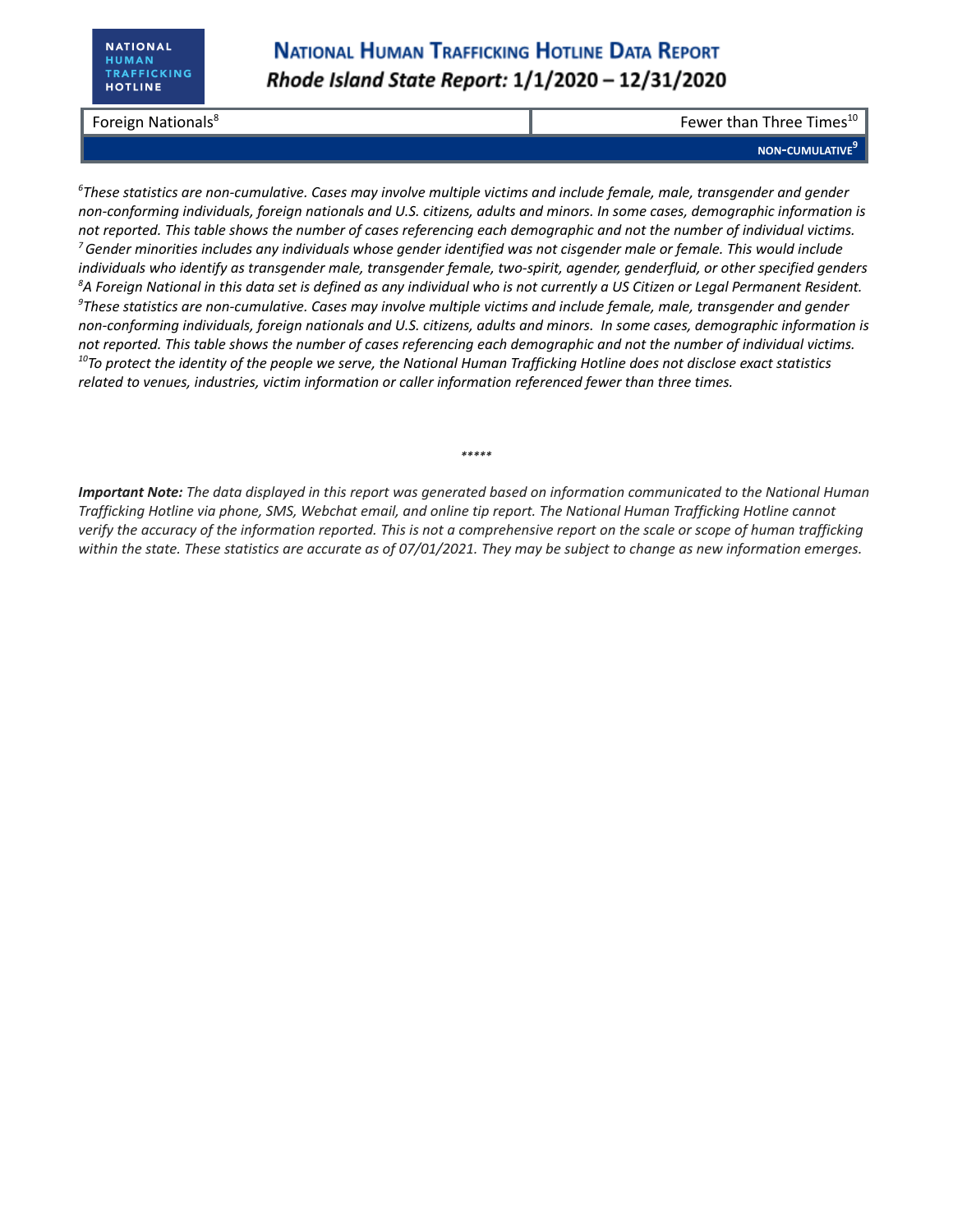| | |
|---|---|
| Foreign Nationals[8] | Fewer than Three Times[10] |
| | NON-CUMULATIVE[9] |

*[6]These statistics are non-cumulative. Cases may involve multiple victims and include female, male, transgender and gender non-conforming individuals, foreign nationals and U.S. citizens, adults and minors. In some cases, demographic information is not reported. This table shows the number of cases referencing each demographic and not the number of individual victims.*
*[7] Gender minorities includes any individuals whose gender identified was not cisgender male or female. This would include individuals who identify as transgender male, transgender female, two-spirit, agender, genderfluid, or other specified genders*
*[8]A Foreign National in this data set is defined as any individual who is not currently a US Citizen or Legal Permanent Resident.*
*[9]These statistics are non-cumulative. Cases may involve multiple victims and include female, male, transgender and gender non-conforming individuals, foreign nationals and U.S. citizens, adults and minors. In some cases, demographic information is not reported. This table shows the number of cases referencing each demographic and not the number of individual victims.*
*[10]To protect the identity of the people we serve, the National Human Trafficking Hotline does not disclose exact statistics related to venues, industries, victim information or caller information referenced fewer than three times.*

*****

***Important Note:*** *The data displayed in this report was generated based on information communicated to the National Human Trafficking Hotline via phone, SMS, Webchat email, and online tip report. The National Human Trafficking Hotline cannot verify the accuracy of the information reported. This is not a comprehensive report on the scale or scope of human trafficking within the state. These statistics are accurate as of 07/01/2021. They may be subject to change as new information emerges.*